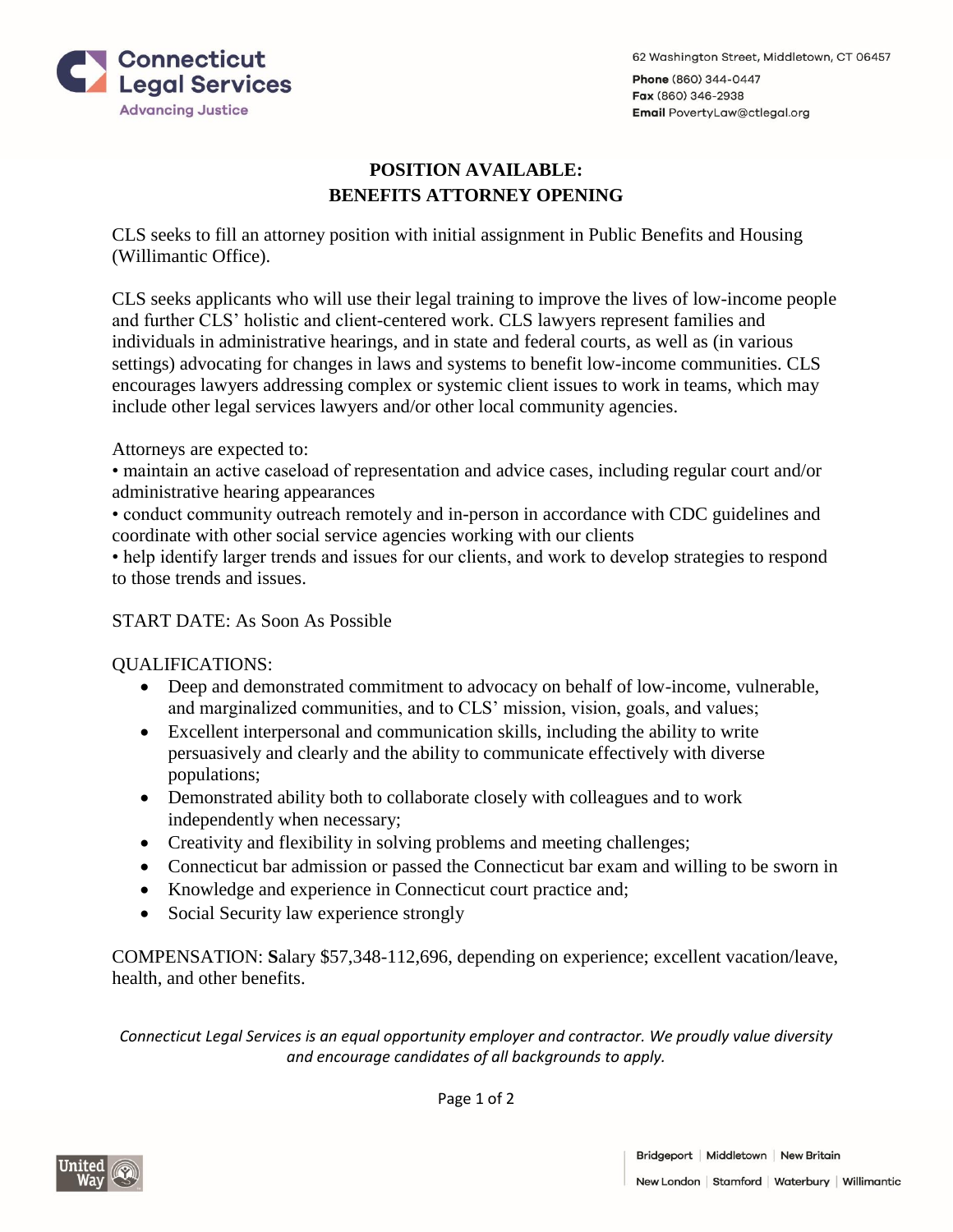Connecticut Legal Services
Advancing Justice

62 Washington Street, Middletown, CT 06457
**Phone** (860) 344-0447
**Fax** (860) 346-2938
**Email** PovertyLaw@ctlegal.org

# POSITION AVAILABLE:
# BENEFITS ATTORNEY OPENING

CLS seeks to fill an attorney position with initial assignment in Public Benefits and Housing (Willimantic Office).

CLS seeks applicants who will use their legal training to improve the lives of low-income people and further CLS' holistic and client-centered work. CLS lawyers represent families and individuals in administrative hearings, and in state and federal courts, as well as (in various settings) advocating for changes in laws and systems to benefit low-income communities. CLS encourages lawyers addressing complex or systemic client issues to work in teams, which may include other legal services lawyers and/or other local community agencies.

Attorneys are expected to:
• maintain an active caseload of representation and advice cases, including regular court and/or administrative hearing appearances
• conduct community outreach remotely and in-person in accordance with CDC guidelines and coordinate with other social service agencies working with our clients
• help identify larger trends and issues for our clients, and work to develop strategies to respond to those trends and issues.

START DATE: As Soon As Possible

QUALIFICATIONS:

- Deep and demonstrated commitment to advocacy on behalf of low-income, vulnerable, and marginalized communities, and to CLS' mission, vision, goals, and values;
- Excellent interpersonal and communication skills, including the ability to write persuasively and clearly and the ability to communicate effectively with diverse populations;
- Demonstrated ability both to collaborate closely with colleagues and to work independently when necessary;
- Creativity and flexibility in solving problems and meeting challenges;
- Connecticut bar admission or passed the Connecticut bar exam and willing to be sworn in
- Knowledge and experience in Connecticut court practice and;
- Social Security law experience strongly

COMPENSATION: **S**alary $57,348-112,696, depending on experience; excellent vacation/leave, health, and other benefits.

*Connecticut Legal Services is an equal opportunity employer and contractor. We proudly value diversity and encourage candidates of all backgrounds to apply.*

Bridgeport | Middletown | New Britain
New London | Stamford | Waterbury | Willimantic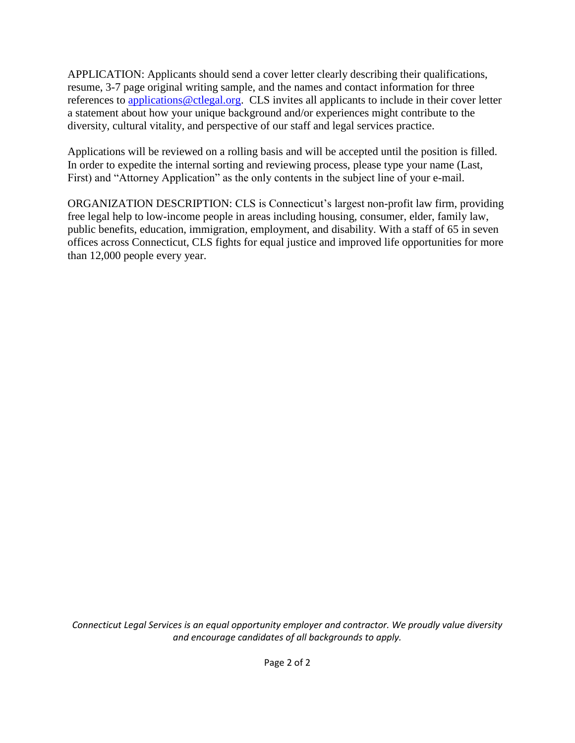APPLICATION: Applicants should send a cover letter clearly describing their qualifications, resume, 3-7 page original writing sample, and the names and contact information for three references to [applications@ctlegal.org](mailto:applications@ctlegal.org). CLS invites all applicants to include in their cover letter a statement about how your unique background and/or experiences might contribute to the diversity, cultural vitality, and perspective of our staff and legal services practice.

Applications will be reviewed on a rolling basis and will be accepted until the position is filled. In order to expedite the internal sorting and reviewing process, please type your name (Last, First) and "Attorney Application" as the only contents in the subject line of your e-mail.

ORGANIZATION DESCRIPTION: CLS is Connecticut's largest non-profit law firm, providing free legal help to low-income people in areas including housing, consumer, elder, family law, public benefits, education, immigration, employment, and disability. With a staff of 65 in seven offices across Connecticut, CLS fights for equal justice and improved life opportunities for more than 12,000 people every year.

*Connecticut Legal Services is an equal opportunity employer and contractor. We proudly value diversity and encourage candidates of all backgrounds to apply.*